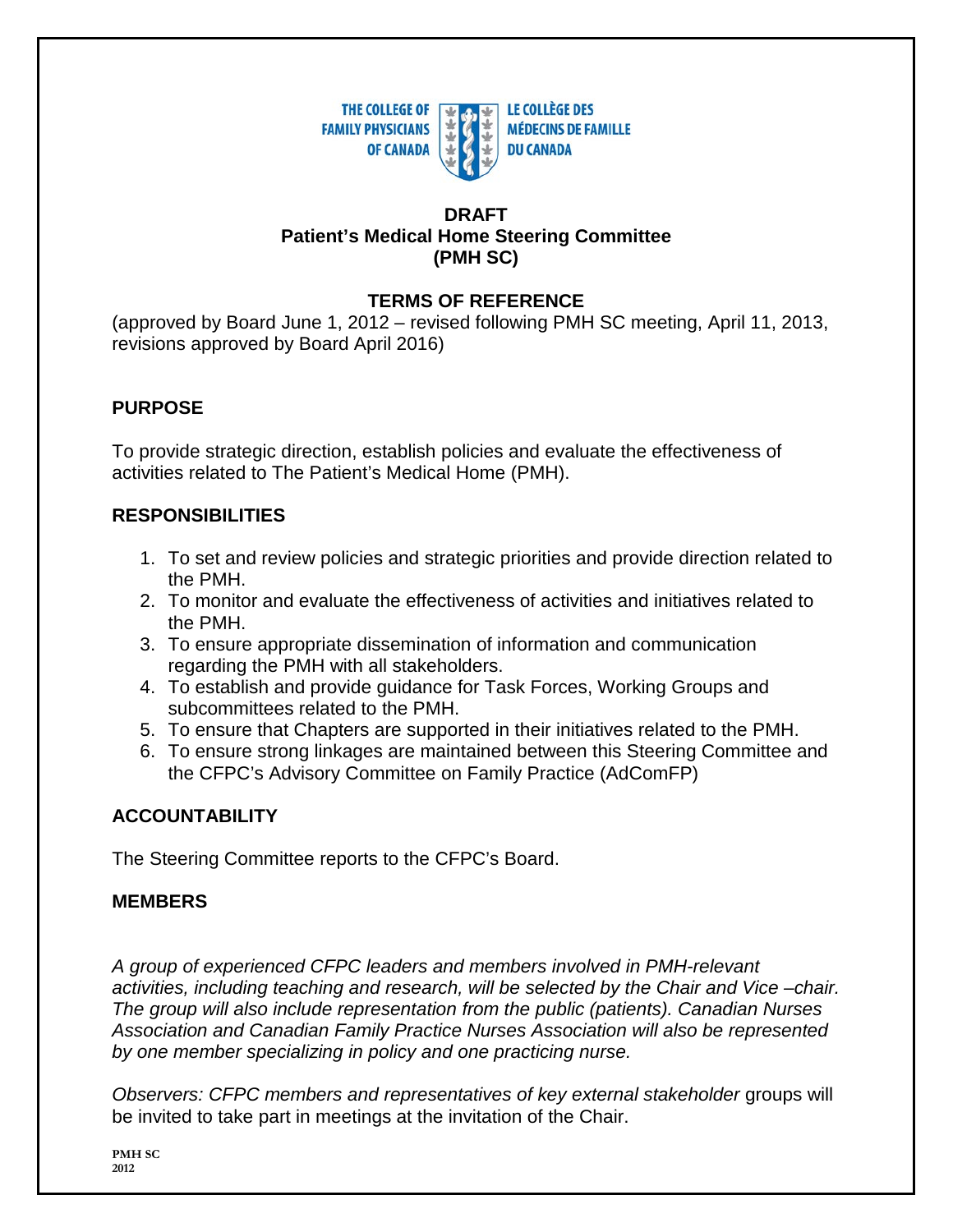THE COLLEGE OF FAMILY PHYSICIANS OF CANADA
LE COLLÈGE DES MÉDECINS DE FAMILLE DU CANADA

**DRAFT**
**Patient's Medical Home Steering Committee**
**(PMH SC)**

**TERMS OF REFERENCE**

(approved by Board June 1, 2012 – revised following PMH SC meeting, April 11, 2013, revisions approved by Board April 2016)

## PURPOSE

To provide strategic direction, establish policies and evaluate the effectiveness of activities related to The Patient's Medical Home (PMH).

## RESPONSIBILITIES

1. To set and review policies and strategic priorities and provide direction related to the PMH.
2. To monitor and evaluate the effectiveness of activities and initiatives related to the PMH.
3. To ensure appropriate dissemination of information and communication regarding the PMH with all stakeholders.
4. To establish and provide guidance for Task Forces, Working Groups and subcommittees related to the PMH.
5. To ensure that Chapters are supported in their initiatives related to the PMH.
6. To ensure strong linkages are maintained between this Steering Committee and the CFPC's Advisory Committee on Family Practice (AdComFP)

## ACCOUNTABILITY

The Steering Committee reports to the CFPC's Board.

## MEMBERS

*A group of experienced CFPC leaders and members involved in PMH-relevant activities, including teaching and research, will be selected by the Chair and Vice –chair. The group will also include representation from the public (patients). Canadian Nurses Association and Canadian Family Practice Nurses Association will also be represented by one member specializing in policy and one practicing nurse.*

*Observers: CFPC members and representatives of key external stakeholder* groups will be invited to take part in meetings at the invitation of the Chair.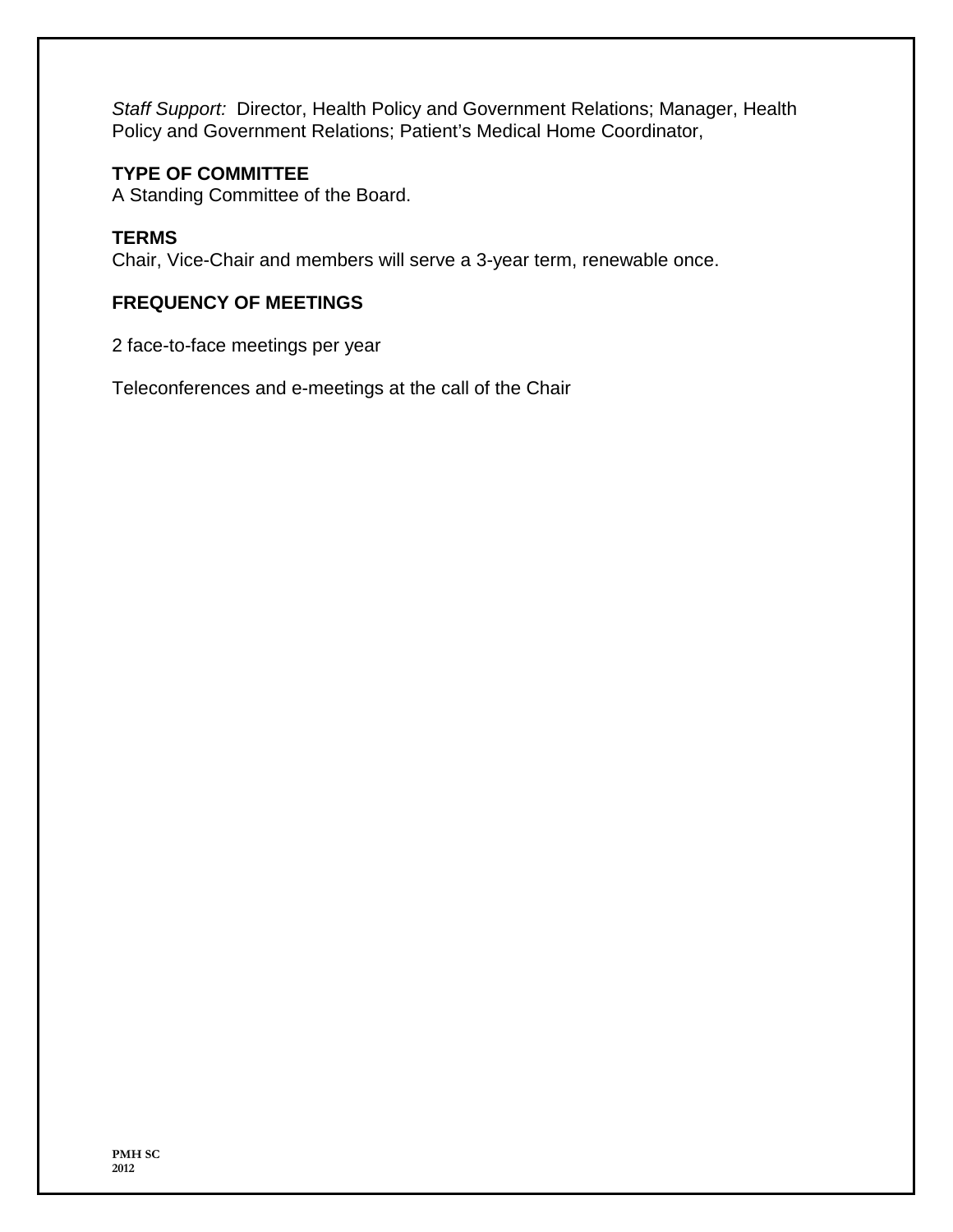*Staff Support:* Director, Health Policy and Government Relations; Manager, Health Policy and Government Relations; Patient's Medical Home Coordinator,

**TYPE OF COMMITTEE**

A Standing Committee of the Board.

**TERMS**

Chair, Vice-Chair and members will serve a 3-year term, renewable once.

**FREQUENCY OF MEETINGS**

2 face-to-face meetings per year

Teleconferences and e-meetings at the call of the Chair

**PMH SC**
**2012**